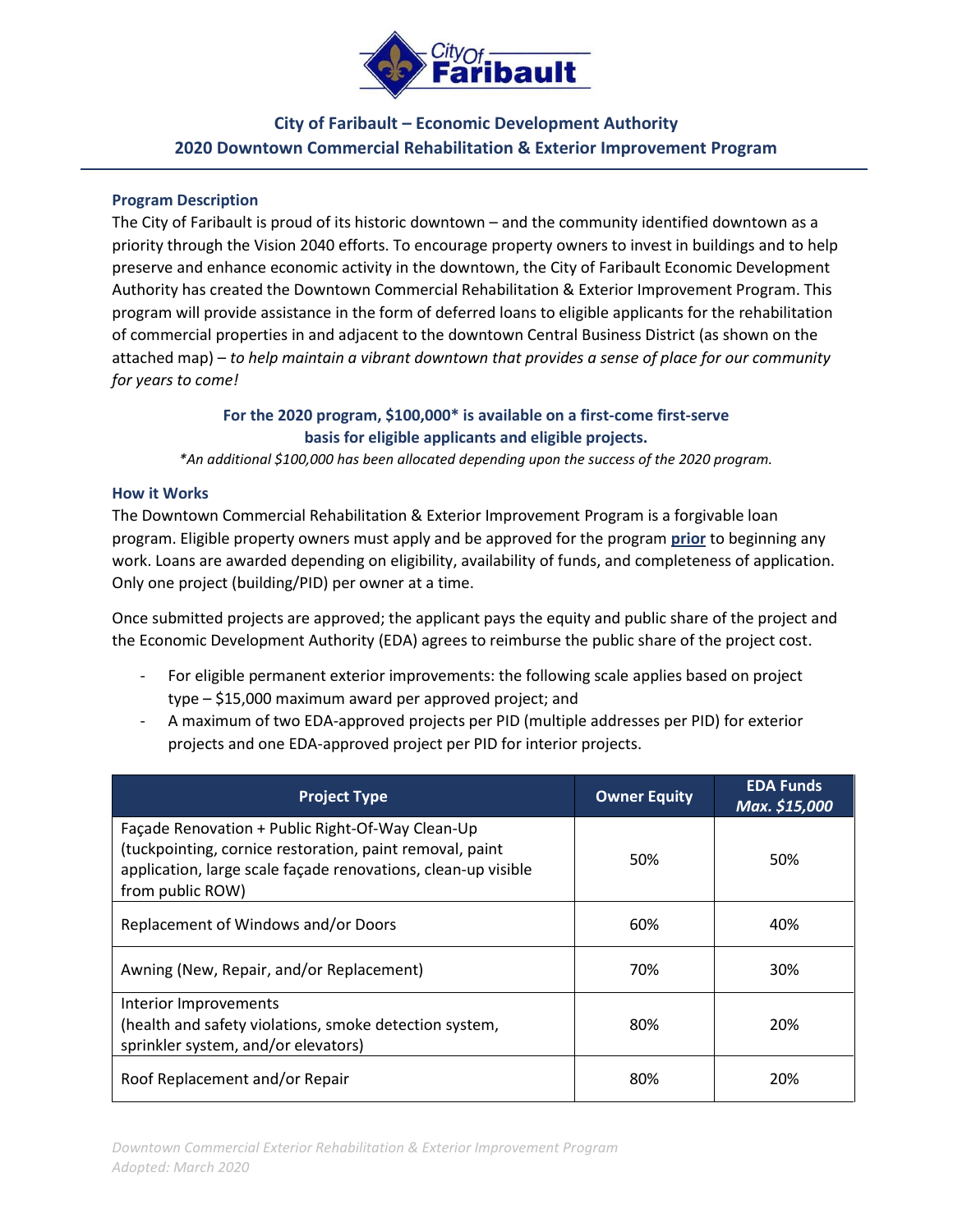# City of Faribault – Economic Development Authority
## 2020 Downtown Commercial Rehabilitation & Exterior Improvement Program

### Program Description

The City of Faribault is proud of its historic downtown – and the community identified downtown as a priority through the Vision 2040 efforts. To encourage property owners to invest in buildings and to help preserve and enhance economic activity in the downtown, the City of Faribault Economic Development Authority has created the Downtown Commercial Rehabilitation & Exterior Improvement Program. This program will provide assistance in the form of deferred loans to eligible applicants for the rehabilitation of commercial properties in and adjacent to the downtown Central Business District (as shown on the attached map) – *to help maintain a vibrant downtown that provides a sense of place for our community for years to come!*

**For the 2020 program, $100,000* is available on a first-come first-serve basis for eligible applicants and eligible projects.**

*\*An additional $100,000 has been allocated depending upon the success of the 2020 program.*

### How it Works

The Downtown Commercial Rehabilitation & Exterior Improvement Program is a forgivable loan program. Eligible property owners must apply and be approved for the program **prior** to beginning any work. Loans are awarded depending on eligibility, availability of funds, and completeness of application. Only one project (building/PID) per owner at a time.

Once submitted projects are approved; the applicant pays the equity and public share of the project and the Economic Development Authority (EDA) agrees to reimburse the public share of the project cost.

- For eligible permanent exterior improvements: the following scale applies based on project type – $15,000 maximum award per approved project; and
- A maximum of two EDA-approved projects per PID (multiple addresses per PID) for exterior projects and one EDA-approved project per PID for interior projects.

| Project Type | Owner Equity | EDA Funds *Max. $15,000* |
|---|---|---|
| Façade Renovation + Public Right-Of-Way Clean-Up (tuckpointing, cornice restoration, paint removal, paint application, large scale façade renovations, clean-up visible from public ROW) | 50% | 50% |
| Replacement of Windows and/or Doors | 60% | 40% |
| Awning (New, Repair, and/or Replacement) | 70% | 30% |
| Interior Improvements (health and safety violations, smoke detection system, sprinkler system, and/or elevators) | 80% | 20% |
| Roof Replacement and/or Repair | 80% | 20% |

*Downtown Commercial Exterior Rehabilitation & Exterior Improvement Program*
*Adopted: March 2020*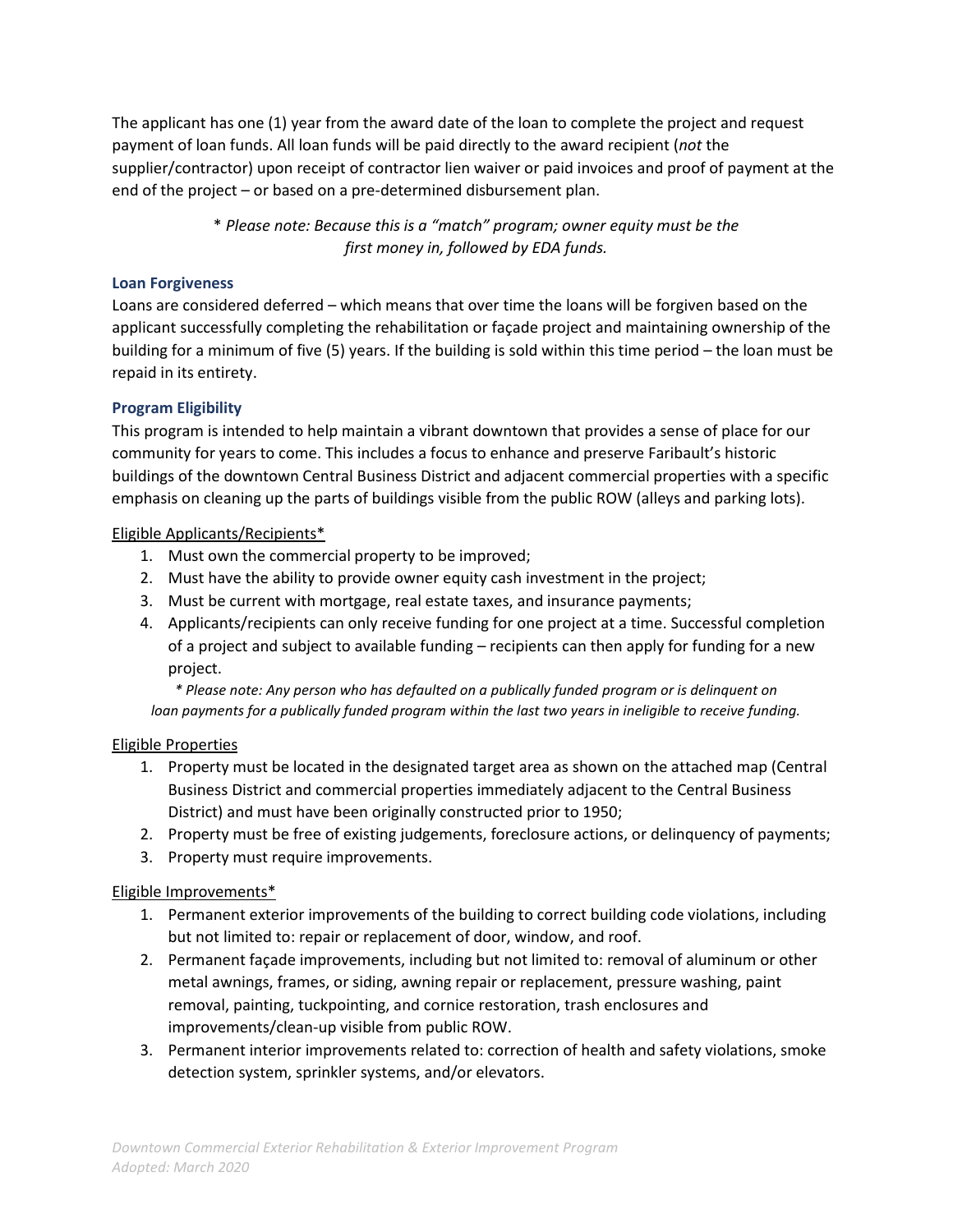The applicant has one (1) year from the award date of the loan to complete the project and request payment of loan funds. All loan funds will be paid directly to the award recipient (*not* the supplier/contractor) upon receipt of contractor lien waiver or paid invoices and proof of payment at the end of the project – or based on a pre-determined disbursement plan.

\* *Please note: Because this is a "match" program; owner equity must be the first money in, followed by EDA funds.*

### Loan Forgiveness

Loans are considered deferred – which means that over time the loans will be forgiven based on the applicant successfully completing the rehabilitation or façade project and maintaining ownership of the building for a minimum of five (5) years. If the building is sold within this time period – the loan must be repaid in its entirety.

### Program Eligibility

This program is intended to help maintain a vibrant downtown that provides a sense of place for our community for years to come. This includes a focus to enhance and preserve Faribault's historic buildings of the downtown Central Business District and adjacent commercial properties with a specific emphasis on cleaning up the parts of buildings visible from the public ROW (alleys and parking lots).

Eligible Applicants/Recipients*

1. Must own the commercial property to be improved;
2. Must have the ability to provide owner equity cash investment in the project;
3. Must be current with mortgage, real estate taxes, and insurance payments;
4. Applicants/recipients can only receive funding for one project at a time. Successful completion of a project and subject to available funding – recipients can then apply for funding for a new project.

*\* Please note: Any person who has defaulted on a publically funded program or is delinquent on loan payments for a publically funded program within the last two years in ineligible to receive funding.*

Eligible Properties

1. Property must be located in the designated target area as shown on the attached map (Central Business District and commercial properties immediately adjacent to the Central Business District) and must have been originally constructed prior to 1950;
2. Property must be free of existing judgements, foreclosure actions, or delinquency of payments;
3. Property must require improvements.

Eligible Improvements*

1. Permanent exterior improvements of the building to correct building code violations, including but not limited to: repair or replacement of door, window, and roof.
2. Permanent façade improvements, including but not limited to: removal of aluminum or other metal awnings, frames, or siding, awning repair or replacement, pressure washing, paint removal, painting, tuckpointing, and cornice restoration, trash enclosures and improvements/clean-up visible from public ROW.
3. Permanent interior improvements related to: correction of health and safety violations, smoke detection system, sprinkler systems, and/or elevators.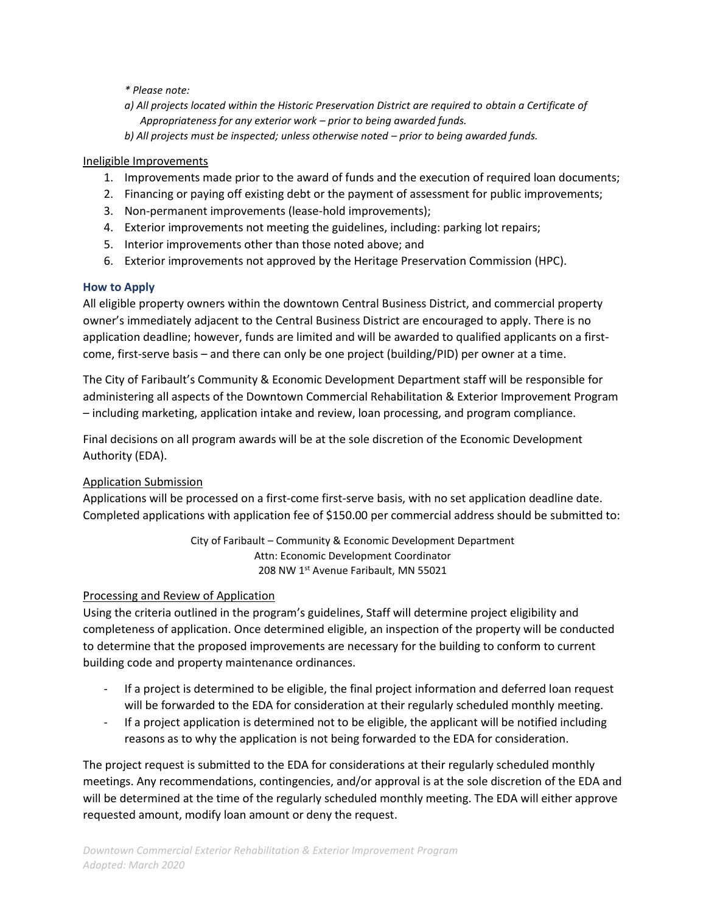*\* Please note:*

*a) All projects located within the Historic Preservation District are required to obtain a Certificate of Appropriateness for any exterior work – prior to being awarded funds.*

*b) All projects must be inspected; unless otherwise noted – prior to being awarded funds.*

Ineligible Improvements

1. Improvements made prior to the award of funds and the execution of required loan documents;
2. Financing or paying off existing debt or the payment of assessment for public improvements;
3. Non-permanent improvements (lease-hold improvements);
4. Exterior improvements not meeting the guidelines, including: parking lot repairs;
5. Interior improvements other than those noted above; and
6. Exterior improvements not approved by the Heritage Preservation Commission (HPC).

### How to Apply

All eligible property owners within the downtown Central Business District, and commercial property owner's immediately adjacent to the Central Business District are encouraged to apply. There is no application deadline; however, funds are limited and will be awarded to qualified applicants on a first-come, first-serve basis – and there can only be one project (building/PID) per owner at a time.

The City of Faribault's Community & Economic Development Department staff will be responsible for administering all aspects of the Downtown Commercial Rehabilitation & Exterior Improvement Program – including marketing, application intake and review, loan processing, and program compliance.

Final decisions on all program awards will be at the sole discretion of the Economic Development Authority (EDA).

Application Submission

Applications will be processed on a first-come first-serve basis, with no set application deadline date. Completed applications with application fee of $150.00 per commercial address should be submitted to:

City of Faribault – Community & Economic Development Department
Attn: Economic Development Coordinator
208 NW 1st Avenue Faribault, MN 55021

Processing and Review of Application

Using the criteria outlined in the program's guidelines, Staff will determine project eligibility and completeness of application. Once determined eligible, an inspection of the property will be conducted to determine that the proposed improvements are necessary for the building to conform to current building code and property maintenance ordinances.

- If a project is determined to be eligible, the final project information and deferred loan request will be forwarded to the EDA for consideration at their regularly scheduled monthly meeting.
- If a project application is determined not to be eligible, the applicant will be notified including reasons as to why the application is not being forwarded to the EDA for consideration.

The project request is submitted to the EDA for considerations at their regularly scheduled monthly meetings. Any recommendations, contingencies, and/or approval is at the sole discretion of the EDA and will be determined at the time of the regularly scheduled monthly meeting. The EDA will either approve requested amount, modify loan amount or deny the request.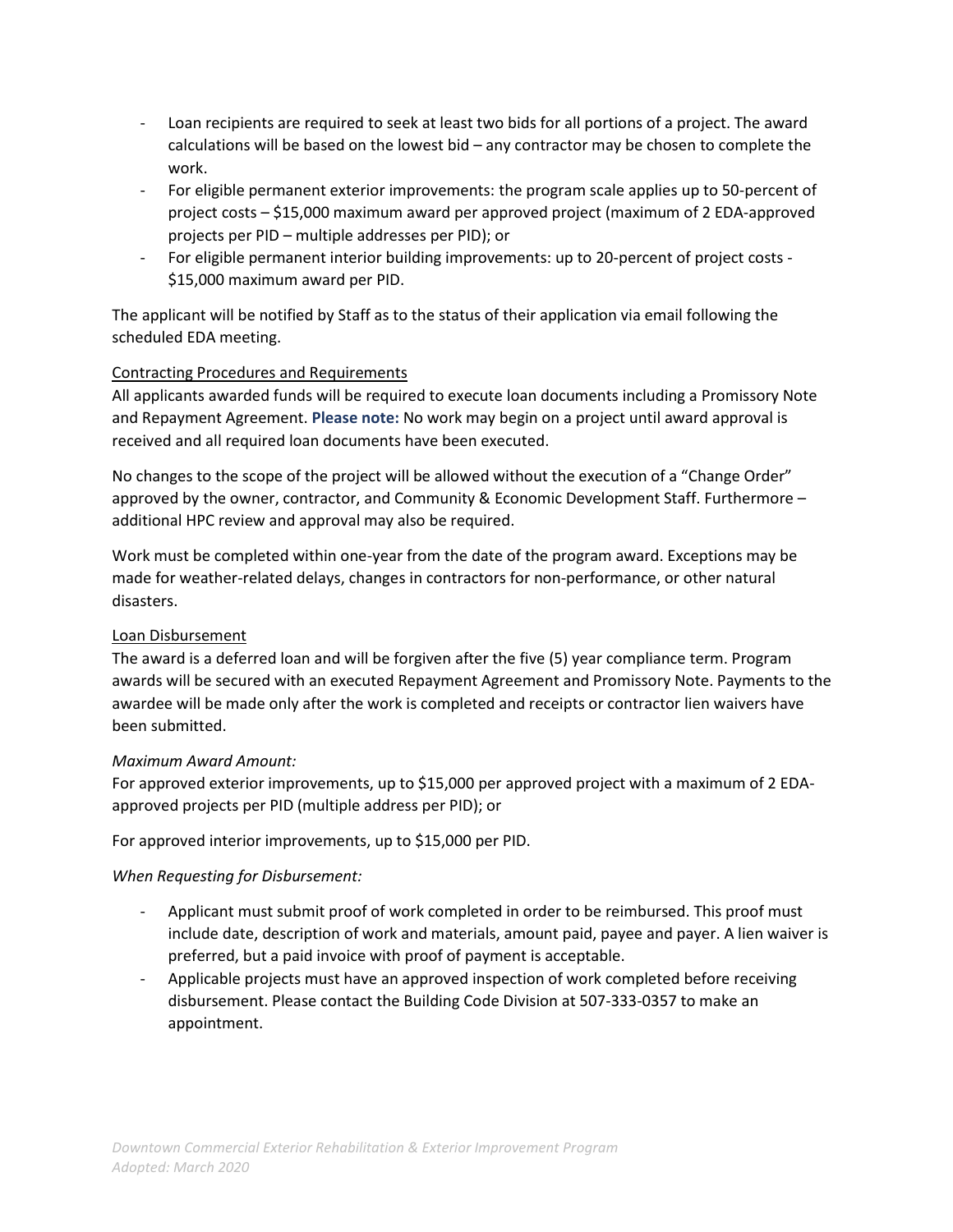- Loan recipients are required to seek at least two bids for all portions of a project. The award calculations will be based on the lowest bid – any contractor may be chosen to complete the work.
- For eligible permanent exterior improvements: the program scale applies up to 50-percent of project costs – $15,000 maximum award per approved project (maximum of 2 EDA-approved projects per PID – multiple addresses per PID); or
- For eligible permanent interior building improvements: up to 20-percent of project costs - $15,000 maximum award per PID.

The applicant will be notified by Staff as to the status of their application via email following the scheduled EDA meeting.

<u>Contracting Procedures and Requirements</u>

All applicants awarded funds will be required to execute loan documents including a Promissory Note and Repayment Agreement. **Please note:** No work may begin on a project until award approval is received and all required loan documents have been executed.

No changes to the scope of the project will be allowed without the execution of a "Change Order" approved by the owner, contractor, and Community & Economic Development Staff. Furthermore – additional HPC review and approval may also be required.

Work must be completed within one-year from the date of the program award. Exceptions may be made for weather-related delays, changes in contractors for non-performance, or other natural disasters.

<u>Loan Disbursement</u>

The award is a deferred loan and will be forgiven after the five (5) year compliance term. Program awards will be secured with an executed Repayment Agreement and Promissory Note. Payments to the awardee will be made only after the work is completed and receipts or contractor lien waivers have been submitted.

*Maximum Award Amount:*

For approved exterior improvements, up to $15,000 per approved project with a maximum of 2 EDA-approved projects per PID (multiple address per PID); or

For approved interior improvements, up to $15,000 per PID.

*When Requesting for Disbursement:*

- Applicant must submit proof of work completed in order to be reimbursed. This proof must include date, description of work and materials, amount paid, payee and payer. A lien waiver is preferred, but a paid invoice with proof of payment is acceptable.
- Applicable projects must have an approved inspection of work completed before receiving disbursement. Please contact the Building Code Division at 507-333-0357 to make an appointment.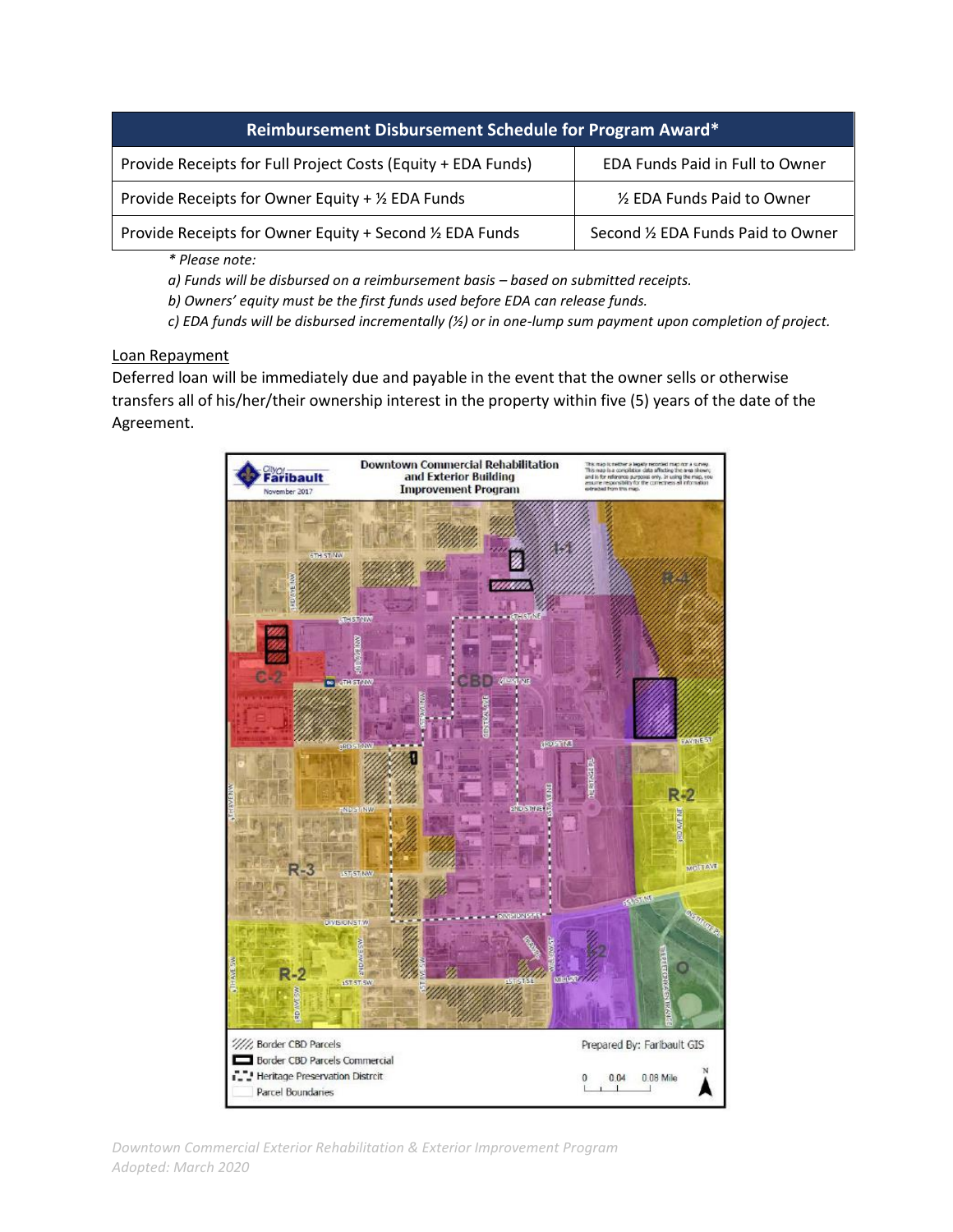| Reimbursement Disbursement Schedule for Program Award* | |
|---|---|
| Provide Receipts for Full Project Costs (Equity + EDA Funds) | EDA Funds Paid in Full to Owner |
| Provide Receipts for Owner Equity + ½ EDA Funds | ½ EDA Funds Paid to Owner |
| Provide Receipts for Owner Equity + Second ½ EDA Funds | Second ½ EDA Funds Paid to Owner |

*\* Please note:*

*a) Funds will be disbursed on a reimbursement basis – based on submitted receipts.*

*b) Owners' equity must be the first funds used before EDA can release funds.*

*c) EDA funds will be disbursed incrementally (½) or in one-lump sum payment upon completion of project.*

Loan Repayment

Deferred loan will be immediately due and payable in the event that the owner sells or otherwise transfers all of his/her/their ownership interest in the property within five (5) years of the date of the Agreement.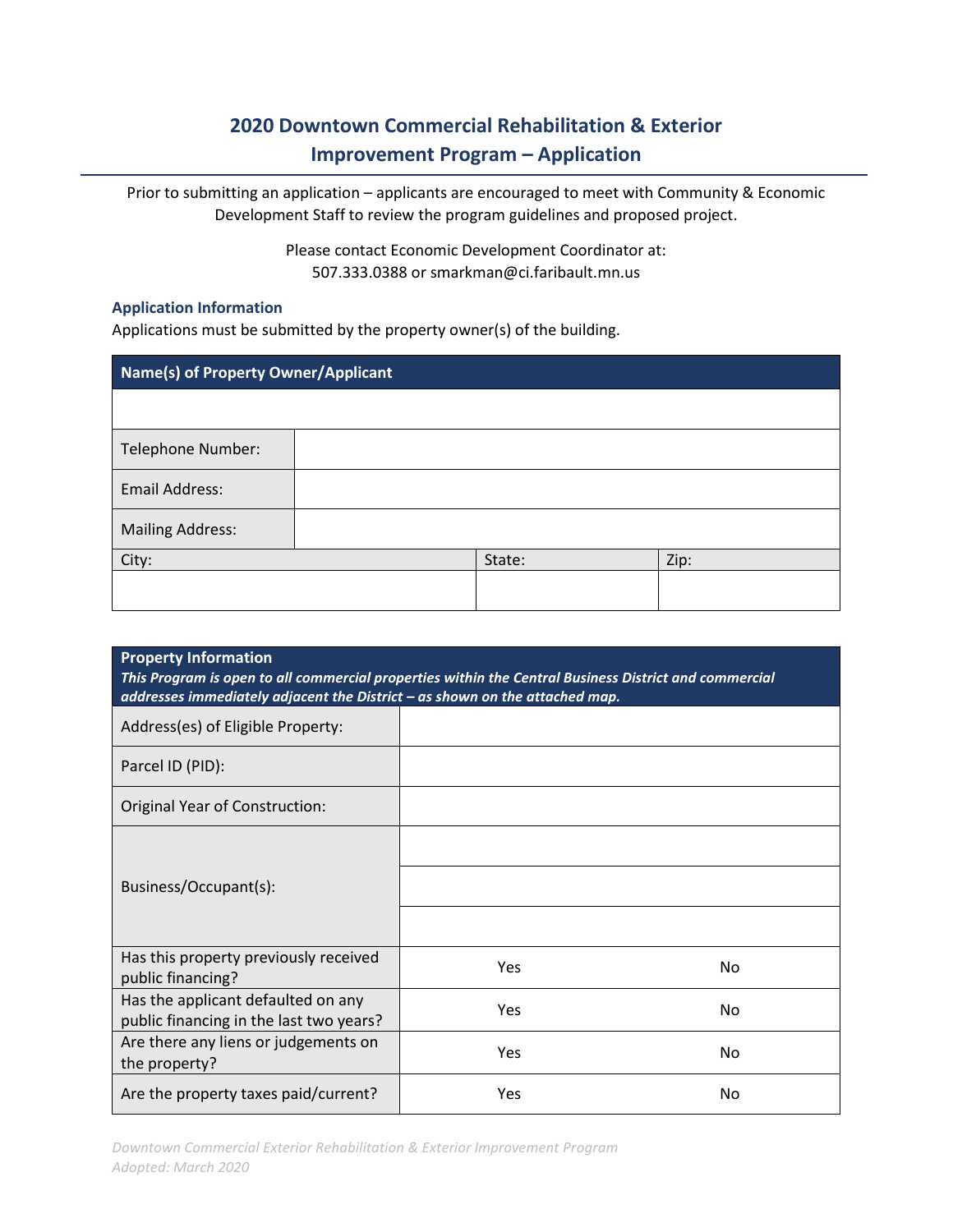# 2020 Downtown Commercial Rehabilitation & Exterior Improvement Program – Application

Prior to submitting an application – applicants are encouraged to meet with Community & Economic Development Staff to review the program guidelines and proposed project.

Please contact Economic Development Coordinator at:
507.333.0388 or smarkman@ci.faribault.mn.us

### Application Information

Applications must be submitted by the property owner(s) of the building.

| **Name(s) of Property Owner/Applicant** | | |
|---|---|---|
| | | |
| Telephone Number: | | |
| Email Address: | | |
| Mailing Address: | | |
| City: | State: | Zip: |
| | | |

| **Property Information** *This Program is open to all commercial properties within the Central Business District and commercial addresses immediately adjacent the District – as shown on the attached map.* | | |
|---|---|---|
| Address(es) of Eligible Property: | | |
| Parcel ID (PID): | | |
| Original Year of Construction: | | |
| Business/Occupant(s): | | |
| | | |
| | | |
| Has this property previously received public financing? | Yes | No |
| Has the applicant defaulted on any public financing in the last two years? | Yes | No |
| Are there any liens or judgements on the property? | Yes | No |
| Are the property taxes paid/current? | Yes | No |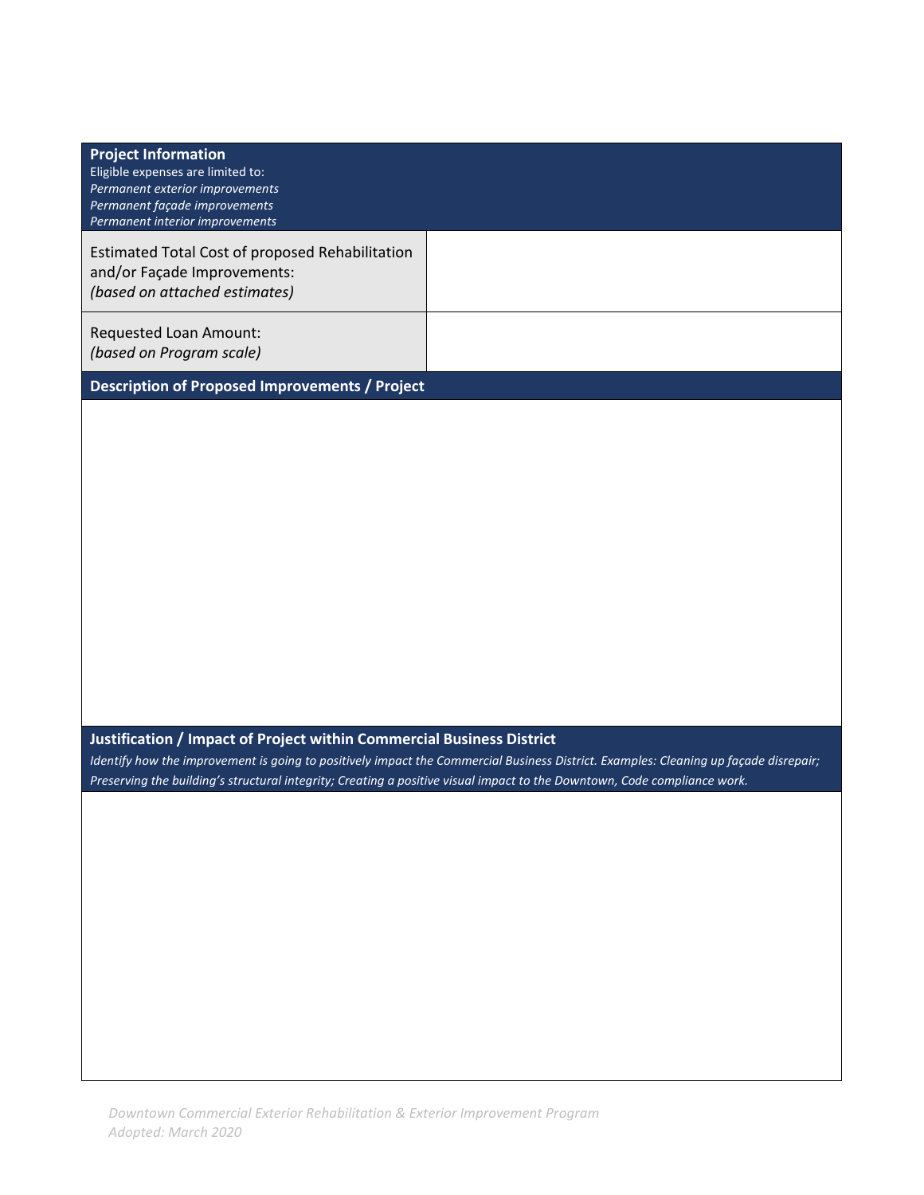## Project Information

Eligible expenses are limited to:
*Permanent exterior improvements*
*Permanent façade improvements*
*Permanent interior improvements*

| | |
|---|---|
| Estimated Total Cost of proposed Rehabilitation and/or Façade Improvements: *(based on attached estimates)* | |
| Requested Loan Amount: *(based on Program scale)* | |

## Description of Proposed Improvements / Project

## Justification / Impact of Project within Commercial Business District

*Identify how the improvement is going to positively impact the Commercial Business District. Examples: Cleaning up façade disrepair; Preserving the building's structural integrity; Creating a positive visual impact to the Downtown, Code compliance work.*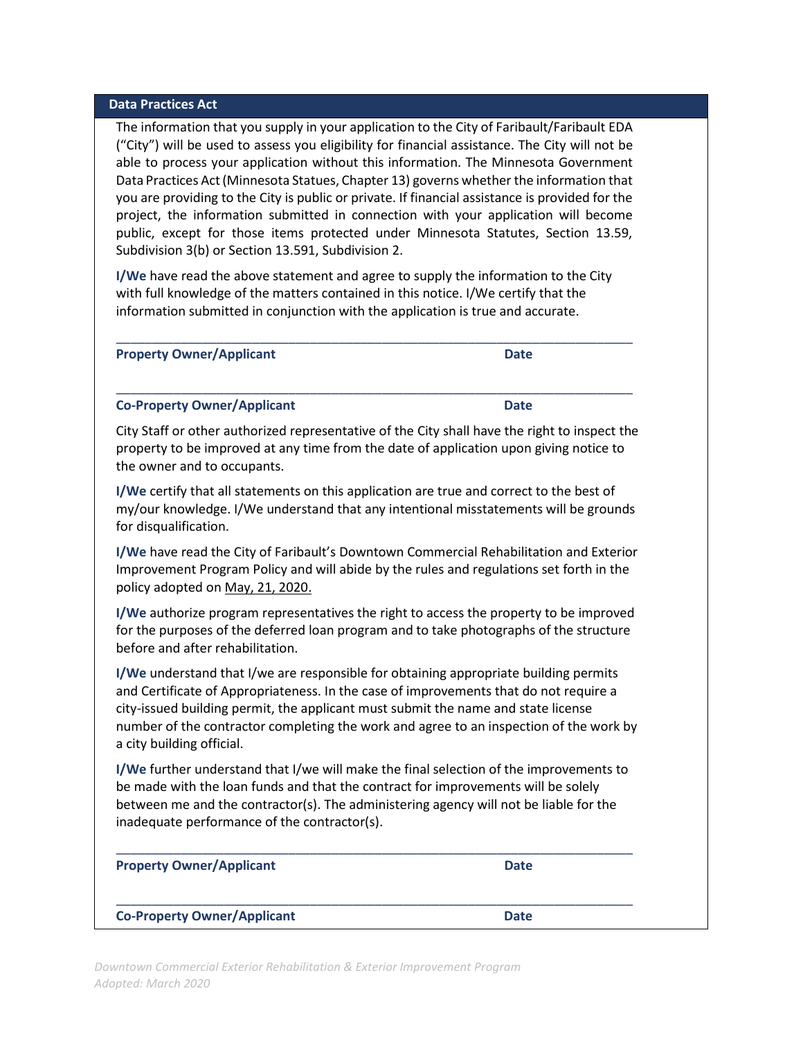## Data Practices Act

The information that you supply in your application to the City of Faribault/Faribault EDA ("City") will be used to assess you eligibility for financial assistance. The City will not be able to process your application without this information. The Minnesota Government Data Practices Act (Minnesota Statues, Chapter 13) governs whether the information that you are providing to the City is public or private. If financial assistance is provided for the project, the information submitted in connection with your application will become public, except for those items protected under Minnesota Statutes, Section 13.59, Subdivision 3(b) or Section 13.591, Subdivision 2.

**I/We** have read the above statement and agree to supply the information to the City with full knowledge of the matters contained in this notice. I/We certify that the information submitted in conjunction with the application is true and accurate.

_______________________________________________________________________

**Property Owner/Applicant** **Date**

_______________________________________________________________________

**Co-Property Owner/Applicant** **Date**

City Staff or other authorized representative of the City shall have the right to inspect the property to be improved at any time from the date of application upon giving notice to the owner and to occupants.

**I/We** certify that all statements on this application are true and correct to the best of my/our knowledge. I/We understand that any intentional misstatements will be grounds for disqualification.

**I/We** have read the City of Faribault's Downtown Commercial Rehabilitation and Exterior Improvement Program Policy and will abide by the rules and regulations set forth in the policy adopted on <u>May, 21, 2020.</u>

**I/We** authorize program representatives the right to access the property to be improved for the purposes of the deferred loan program and to take photographs of the structure before and after rehabilitation.

**I/We** understand that I/we are responsible for obtaining appropriate building permits and Certificate of Appropriateness. In the case of improvements that do not require a city-issued building permit, the applicant must submit the name and state license number of the contractor completing the work and agree to an inspection of the work by a city building official.

**I/We** further understand that I/we will make the final selection of the improvements to be made with the loan funds and that the contract for improvements will be solely between me and the contractor(s). The administering agency will not be liable for the inadequate performance of the contractor(s).

_______________________________________________________________________

**Property Owner/Applicant** **Date**

_______________________________________________________________________

**Co-Property Owner/Applicant** **Date**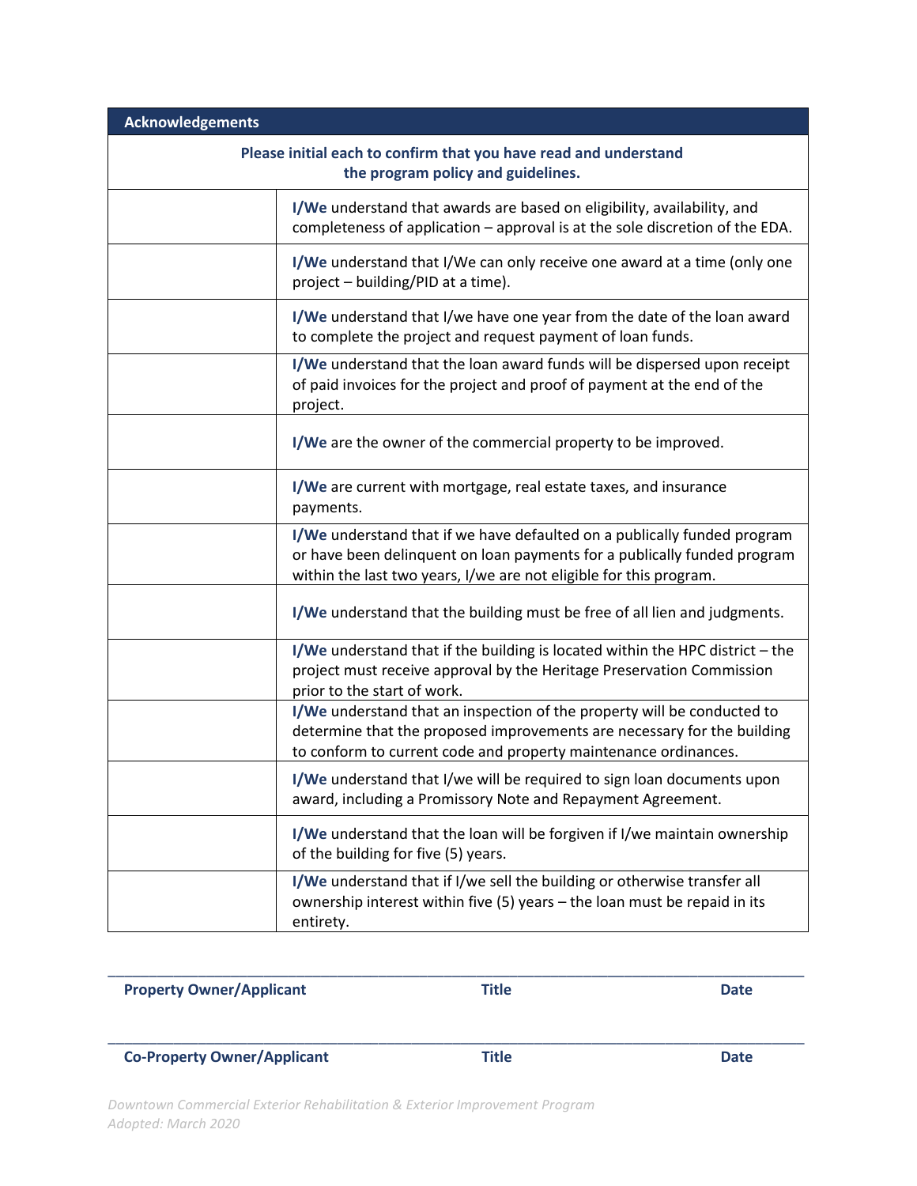## Acknowledgements

**Please initial each to confirm that you have read and understand the program policy and guidelines.**

| | |
|---|---|
| | **I/We** understand that awards are based on eligibility, availability, and completeness of application – approval is at the sole discretion of the EDA. |
| | **I/We** understand that I/We can only receive one award at a time (only one project – building/PID at a time). |
| | **I/We** understand that I/we have one year from the date of the loan award to complete the project and request payment of loan funds. |
| | **I/We** understand that the loan award funds will be dispersed upon receipt of paid invoices for the project and proof of payment at the end of the project. |
| | **I/We** are the owner of the commercial property to be improved. |
| | **I/We** are current with mortgage, real estate taxes, and insurance payments. |
| | **I/We** understand that if we have defaulted on a publically funded program or have been delinquent on loan payments for a publically funded program within the last two years, I/we are not eligible for this program. |
| | **I/We** understand that the building must be free of all lien and judgments. |
| | **I/We** understand that if the building is located within the HPC district – the project must receive approval by the Heritage Preservation Commission prior to the start of work. |
| | **I/We** understand that an inspection of the property will be conducted to determine that the proposed improvements are necessary for the building to conform to current code and property maintenance ordinances. |
| | **I/We** understand that I/we will be required to sign loan documents upon award, including a Promissory Note and Repayment Agreement. |
| | **I/We** understand that the loan will be forgiven if I/we maintain ownership of the building for five (5) years. |
| | **I/We** understand that if I/we sell the building or otherwise transfer all ownership interest within five (5) years – the loan must be repaid in its entirety. |

\_\_\_\_\_\_\_\_\_\_\_\_\_\_\_\_\_\_\_\_\_\_\_\_\_\_\_\_\_\_\_\_\_\_\_\_\_\_\_\_\_\_\_\_\_\_\_\_\_\_\_\_\_\_\_\_\_\_\_\_\_\_\_\_\_\_\_\_\_\_\_\_\_\_\_\_\_\_

**Property Owner/Applicant** **Title** **Date**

\_\_\_\_\_\_\_\_\_\_\_\_\_\_\_\_\_\_\_\_\_\_\_\_\_\_\_\_\_\_\_\_\_\_\_\_\_\_\_\_\_\_\_\_\_\_\_\_\_\_\_\_\_\_\_\_\_\_\_\_\_\_\_\_\_\_\_\_\_\_\_\_\_\_\_\_\_\_

**Co-Property Owner/Applicant** **Title** **Date**